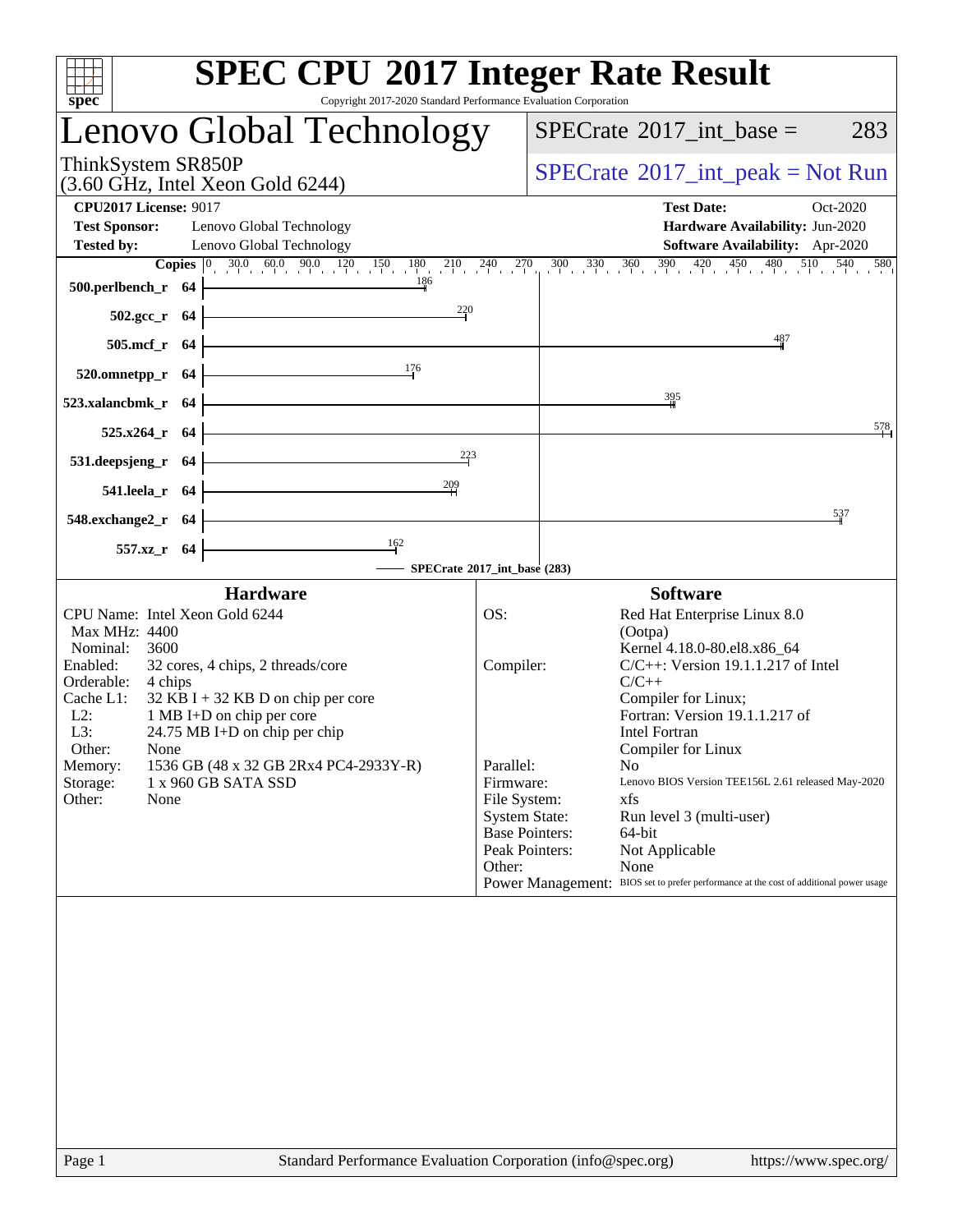# SPEC CPU 2017 Integer Rate Result

Copyright 2017-2020 Standard Performance Evaluation Corporation

## Lenovo Global Technology

ThinkSystem SR850P
(3.60 GHz, Intel Xeon Gold 6244)

SPECrate 2017_int_base = 283

SPECrate 2017_int_peak = Not Run

**CPU2017 License:** 9017
**Test Sponsor:** Lenovo Global Technology
**Tested by:** Lenovo Global Technology

**Test Date:** Oct-2020
**Hardware Availability:** Jun-2020
**Software Availability:** Apr-2020

| Benchmark | Copies | SPECrate 2017_int_base (283) |
|---|---|---|
| 500.perlbench_r | 64 | 186 |
| 502.gcc_r | 64 | 220 |
| 505.mcf_r | 64 | 487 |
| 520.omnetpp_r | 64 | 176 |
| 523.xalancbmk_r | 64 | 395 |
| 525.x264_r | 64 | 578 |
| 531.deepsjeng_r | 64 | 223 |
| 541.leela_r | 64 | 209 |
| 548.exchange2_r | 64 | 537 |
| 557.xz_r | 64 | 162 |

### Hardware

| | |
|---|---|
| CPU Name: | Intel Xeon Gold 6244 |
| Max MHz: | 4400 |
| Nominal: | 3600 |
| Enabled: | 32 cores, 4 chips, 2 threads/core |
| Orderable: | 4 chips |
| Cache L1: | 32 KB I + 32 KB D on chip per core |
| L2: | 1 MB I+D on chip per core |
| L3: | 24.75 MB I+D on chip per chip |
| Other: | None |
| Memory: | 1536 GB (48 x 32 GB 2Rx4 PC4-2933Y-R) |
| Storage: | 1 x 960 GB SATA SSD |
| Other: | None |

### Software

| | |
|---|---|
| OS: | Red Hat Enterprise Linux 8.0 (Ootpa) Kernel 4.18.0-80.el8.x86_64 |
| Compiler: | C/C++: Version 19.1.1.217 of Intel C/C++ Compiler for Linux; Fortran: Version 19.1.1.217 of Intel Fortran Compiler for Linux |
| Parallel: | No |
| Firmware: | Lenovo BIOS Version TEE156L 2.61 released May-2020 |
| File System: | xfs |
| System State: | Run level 3 (multi-user) |
| Base Pointers: | 64-bit |
| Peak Pointers: | Not Applicable |
| Other: | None |
| Power Management: | BIOS set to prefer performance at the cost of additional power usage |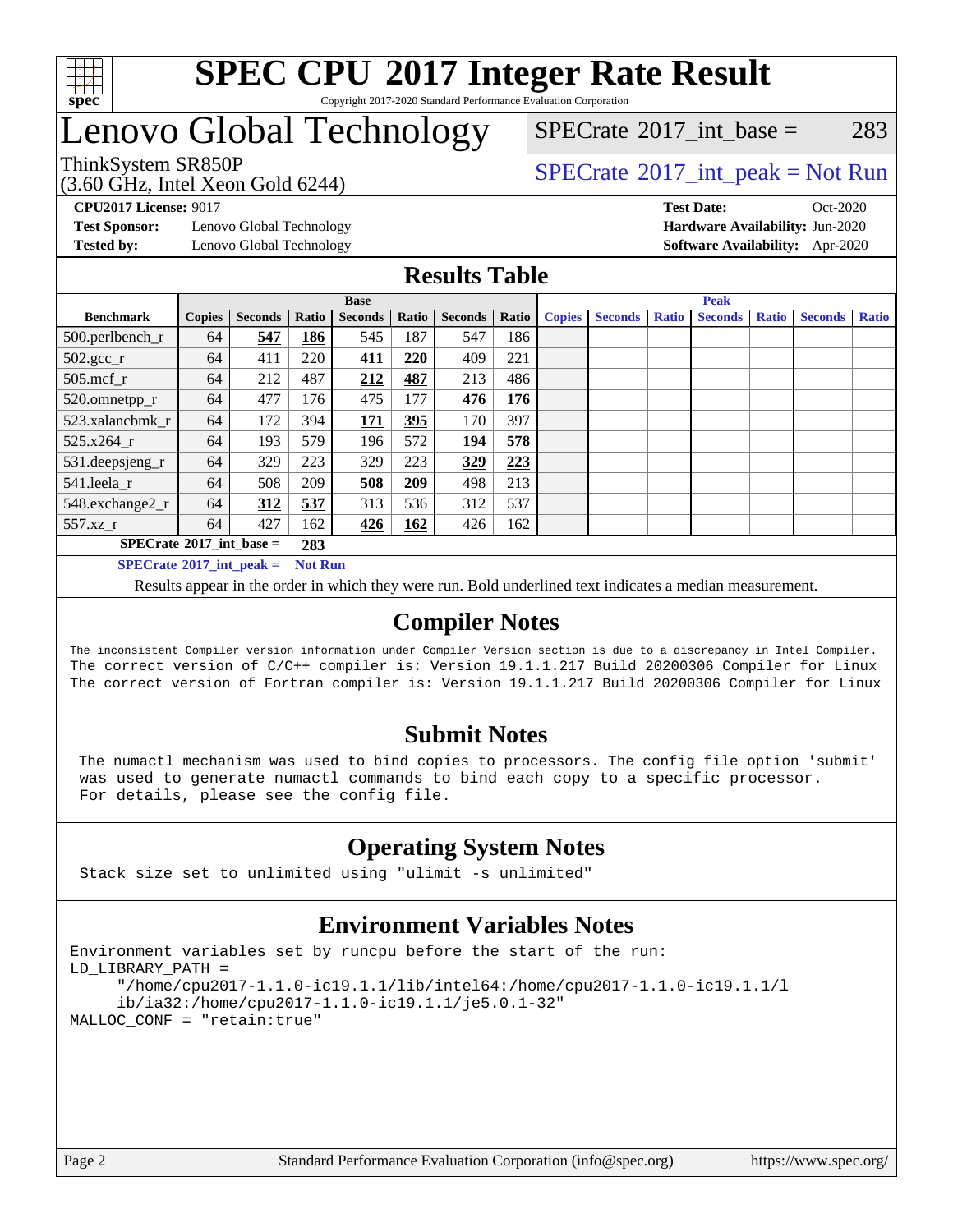# SPEC CPU 2017 Integer Rate Result

Copyright 2017-2020 Standard Performance Evaluation Corporation

## Lenovo Global Technology

ThinkSystem SR850P
(3.60 GHz, Intel Xeon Gold 6244)

SPECrate 2017_int_base = 283

SPECrate 2017_int_peak = Not Run

**CPU2017 License:** 9017
**Test Sponsor:** Lenovo Global Technology
**Tested by:** Lenovo Global Technology

**Test Date:** Oct-2020
**Hardware Availability:** Jun-2020
**Software Availability:** Apr-2020

## Results Table

| Benchmark | Base | | | | | | | Peak | | | | | | |
|---|---|---|---|---|---|---|---|---|---|---|---|---|---|---|
| | Copies | Seconds | Ratio | Seconds | Ratio | Seconds | Ratio | Copies | Seconds | Ratio | Seconds | Ratio | Seconds | Ratio |
| 500.perlbench_r | 64 | **547** | **186** | 545 | 187 | 547 | 186 | | | | | | | |
| 502.gcc_r | 64 | 411 | 220 | **411** | **220** | 409 | 221 | | | | | | | |
| 505.mcf_r | 64 | 212 | 487 | **212** | **487** | 213 | 486 | | | | | | | |
| 520.omnetpp_r | 64 | 477 | 176 | 475 | 177 | **476** | **176** | | | | | | | |
| 523.xalancbmk_r | 64 | 172 | 394 | **171** | **395** | 170 | 397 | | | | | | | |
| 525.x264_r | 64 | 193 | 579 | 196 | 572 | **194** | **578** | | | | | | | |
| 531.deepsjeng_r | 64 | 329 | 223 | 329 | 223 | **329** | **223** | | | | | | | |
| 541.leela_r | 64 | 508 | 209 | **508** | **209** | 498 | 213 | | | | | | | |
| 548.exchange2_r | 64 | **312** | **537** | 313 | 536 | 312 | 537 | | | | | | | |
| 557.xz_r | 64 | 427 | 162 | **426** | **162** | 426 | 162 | | | | | | | |

**SPECrate 2017_int_base = 283**

**SPECrate 2017_int_peak = Not Run**

Results appear in the order in which they were run. Bold underlined text indicates a median measurement.

## Compiler Notes

The inconsistent Compiler version information under Compiler Version section is due to a discrepancy in Intel Compiler.
The correct version of C/C++ compiler is: Version 19.1.1.217 Build 20200306 Compiler for Linux
The correct version of Fortran compiler is: Version 19.1.1.217 Build 20200306 Compiler for Linux

## Submit Notes

The numactl mechanism was used to bind copies to processors. The config file option 'submit' was used to generate numactl commands to bind each copy to a specific processor.
For details, please see the config file.

## Operating System Notes

Stack size set to unlimited using "ulimit -s unlimited"

## Environment Variables Notes

```
Environment variables set by runcpu before the start of the run:
LD_LIBRARY_PATH =
     "/home/cpu2017-1.1.0-ic19.1.1/lib/intel64:/home/cpu2017-1.1.0-ic19.1.1/l
     ib/ia32:/home/cpu2017-1.1.0-ic19.1.1/je5.0.1-32"
MALLOC_CONF = "retain:true"
```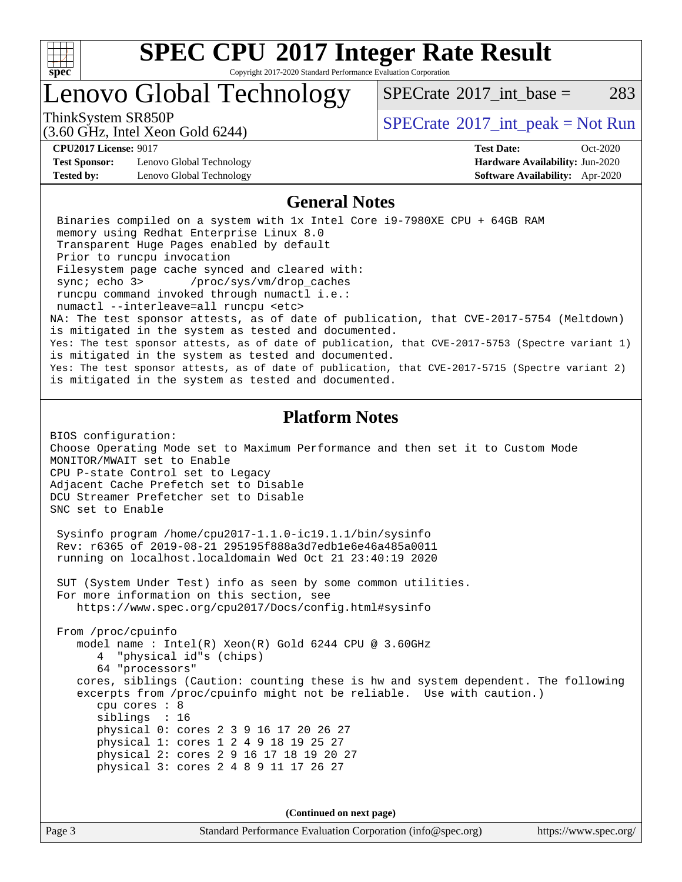# SPEC CPU 2017 Integer Rate Result

Copyright 2017-2020 Standard Performance Evaluation Corporation

# Lenovo Global Technology

ThinkSystem SR850P
(3.60 GHz, Intel Xeon Gold 6244)

SPECrate 2017_int_base = 283

SPECrate 2017_int_peak = Not Run

**CPU2017 License:** 9017
**Test Sponsor:** Lenovo Global Technology
**Tested by:** Lenovo Global Technology

**Test Date:** Oct-2020
**Hardware Availability:** Jun-2020
**Software Availability:** Apr-2020

## General Notes

```
 Binaries compiled on a system with 1x Intel Core i9-7980XE CPU + 64GB RAM
 memory using Redhat Enterprise Linux 8.0
 Transparent Huge Pages enabled by default
 Prior to runcpu invocation
 Filesystem page cache synced and cleared with:
 sync; echo 3>       /proc/sys/vm/drop_caches
 runcpu command invoked through numactl i.e.:
 numactl --interleave=all runcpu <etc>
NA: The test sponsor attests, as of date of publication, that CVE-2017-5754 (Meltdown)
is mitigated in the system as tested and documented.
Yes: The test sponsor attests, as of date of publication, that CVE-2017-5753 (Spectre variant 1)
is mitigated in the system as tested and documented.
Yes: The test sponsor attests, as of date of publication, that CVE-2017-5715 (Spectre variant 2)
is mitigated in the system as tested and documented.
```

## Platform Notes

```
BIOS configuration:
Choose Operating Mode set to Maximum Performance and then set it to Custom Mode
MONITOR/MWAIT set to Enable
CPU P-state Control set to Legacy
Adjacent Cache Prefetch set to Disable
DCU Streamer Prefetcher set to Disable
SNC set to Enable

 Sysinfo program /home/cpu2017-1.1.0-ic19.1.1/bin/sysinfo
 Rev: r6365 of 2019-08-21 295195f888a3d7edb1e6e46a485a0011
 running on localhost.localdomain Wed Oct 21 23:40:19 2020

 SUT (System Under Test) info as seen by some common utilities.
 For more information on this section, see
    https://www.spec.org/cpu2017/Docs/config.html#sysinfo

 From /proc/cpuinfo
    model name : Intel(R) Xeon(R) Gold 6244 CPU @ 3.60GHz
       4  "physical id"s (chips)
       64 "processors"
    cores, siblings (Caution: counting these is hw and system dependent. The following
    excerpts from /proc/cpuinfo might not be reliable.  Use with caution.)
       cpu cores : 8
       siblings  : 16
       physical 0: cores 2 3 9 16 17 20 26 27
       physical 1: cores 1 2 4 9 18 19 25 27
       physical 2: cores 2 9 16 17 18 19 20 27
       physical 3: cores 2 4 8 9 11 17 26 27
```

**(Continued on next page)**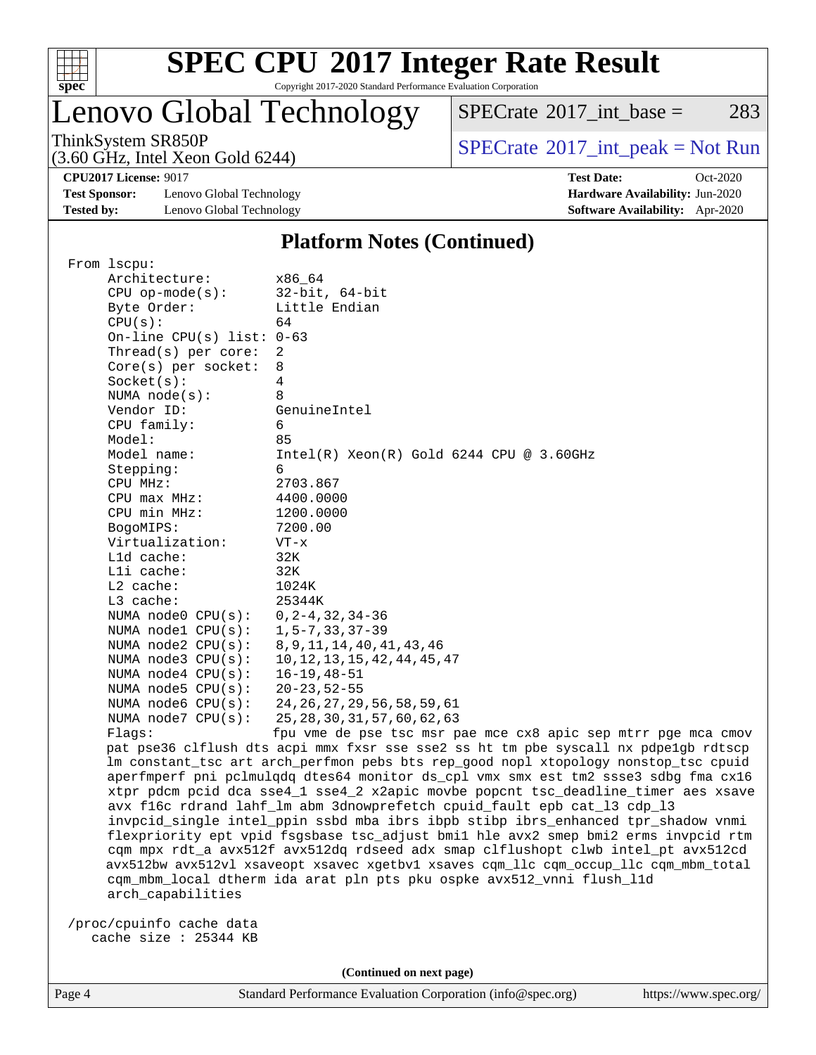# SPEC CPU 2017 Integer Rate Result

Copyright 2017-2020 Standard Performance Evaluation Corporation

## Lenovo Global Technology

ThinkSystem SR850P
(3.60 GHz, Intel Xeon Gold 6244)

SPECrate 2017_int_base = 283

SPECrate 2017_int_peak = Not Run

**CPU2017 License:** 9017
**Test Sponsor:** Lenovo Global Technology
**Tested by:** Lenovo Global Technology

**Test Date:** Oct-2020
**Hardware Availability:** Jun-2020
**Software Availability:** Apr-2020

### Platform Notes (Continued)

```
 From lscpu:
      Architecture:        x86_64
      CPU op-mode(s):      32-bit, 64-bit
      Byte Order:          Little Endian
      CPU(s):              64
      On-line CPU(s) list: 0-63
      Thread(s) per core:  2
      Core(s) per socket:  8
      Socket(s):           4
      NUMA node(s):        8
      Vendor ID:           GenuineIntel
      CPU family:          6
      Model:               85
      Model name:          Intel(R) Xeon(R) Gold 6244 CPU @ 3.60GHz
      Stepping:            6
      CPU MHz:             2703.867
      CPU max MHz:         4400.0000
      CPU min MHz:         1200.0000
      BogoMIPS:            7200.00
      Virtualization:      VT-x
      L1d cache:           32K
      L1i cache:           32K
      L2 cache:            1024K
      L3 cache:            25344K
      NUMA node0 CPU(s):   0,2-4,32,34-36
      NUMA node1 CPU(s):   1,5-7,33,37-39
      NUMA node2 CPU(s):   8,9,11,14,40,41,43,46
      NUMA node3 CPU(s):   10,12,13,15,42,44,45,47
      NUMA node4 CPU(s):   16-19,48-51
      NUMA node5 CPU(s):   20-23,52-55
      NUMA node6 CPU(s):   24,26,27,29,56,58,59,61
      NUMA node7 CPU(s):   25,28,30,31,57,60,62,63
      Flags:               fpu vme de pse tsc msr pae mce cx8 apic sep mtrr pge mca cmov
      pat pse36 clflush dts acpi mmx fxsr sse sse2 ss ht tm pbe syscall nx pdpe1gb rdtscp
      lm constant_tsc art arch_perfmon pebs bts rep_good nopl xtopology nonstop_tsc cpuid
      aperfmperf pni pclmulqdq dtes64 monitor ds_cpl vmx smx est tm2 ssse3 sdbg fma cx16
      xtpr pdcm pcid dca sse4_1 sse4_2 x2apic movbe popcnt tsc_deadline_timer aes xsave
      avx f16c rdrand lahf_lm abm 3dnowprefetch cpuid_fault epb cat_l3 cdp_l3
      invpcid_single intel_ppin ssbd mba ibrs ibpb stibp ibrs_enhanced tpr_shadow vnmi
      flexpriority ept vpid fsgsbase tsc_adjust bmi1 hle avx2 smep bmi2 erms invpcid rtm
      cqm mpx rdt_a avx512f avx512dq rdseed adx smap clflushopt clwb intel_pt avx512cd
      avx512bw avx512vl xsaveopt xsavec xgetbv1 xsaves cqm_llc cqm_occup_llc cqm_mbm_total
      cqm_mbm_local dtherm ida arat pln pts pku ospke avx512_vnni flush_l1d
      arch_capabilities

 /proc/cpuinfo cache data
    cache size : 25344 KB
```

(Continued on next page)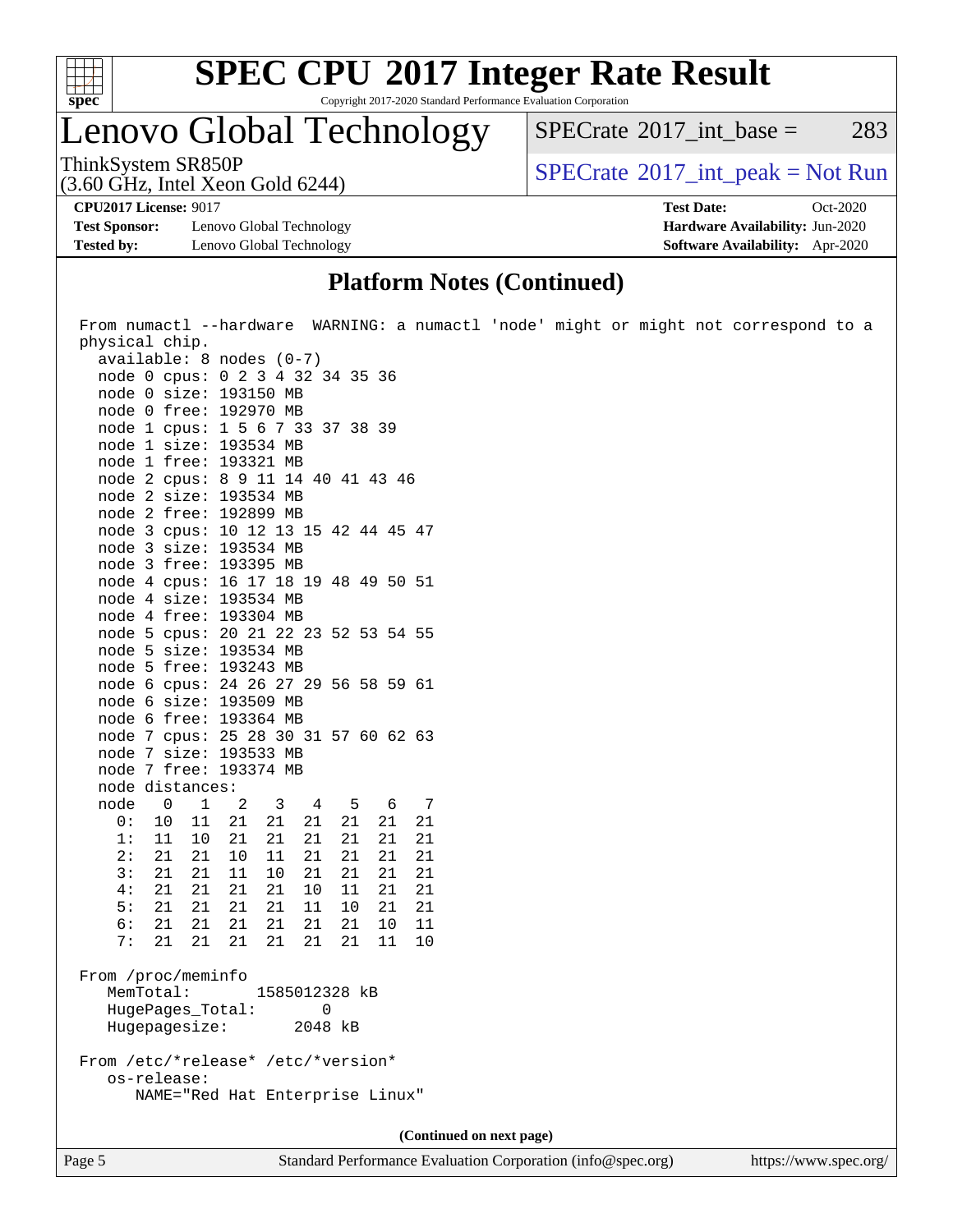# SPEC CPU 2017 Integer Rate Result

Copyright 2017-2020 Standard Performance Evaluation Corporation

## Lenovo Global Technology

ThinkSystem SR850P
(3.60 GHz, Intel Xeon Gold 6244)

SPECrate 2017_int_base = 283

SPECrate 2017_int_peak = Not Run

**CPU2017 License:** 9017
**Test Sponsor:** Lenovo Global Technology
**Tested by:** Lenovo Global Technology

**Test Date:** Oct-2020
**Hardware Availability:** Jun-2020
**Software Availability:** Apr-2020

## Platform Notes (Continued)

```
From numactl --hardware  WARNING: a numactl 'node' might or might not correspond to a
physical chip.
  available: 8 nodes (0-7)
  node 0 cpus: 0 2 3 4 32 34 35 36
  node 0 size: 193150 MB
  node 0 free: 192970 MB
  node 1 cpus: 1 5 6 7 33 37 38 39
  node 1 size: 193534 MB
  node 1 free: 193321 MB
  node 2 cpus: 8 9 11 14 40 41 43 46
  node 2 size: 193534 MB
  node 2 free: 192899 MB
  node 3 cpus: 10 12 13 15 42 44 45 47
  node 3 size: 193534 MB
  node 3 free: 193395 MB
  node 4 cpus: 16 17 18 19 48 49 50 51
  node 4 size: 193534 MB
  node 4 free: 193304 MB
  node 5 cpus: 20 21 22 23 52 53 54 55
  node 5 size: 193534 MB
  node 5 free: 193243 MB
  node 6 cpus: 24 26 27 29 56 58 59 61
  node 6 size: 193509 MB
  node 6 free: 193364 MB
  node 7 cpus: 25 28 30 31 57 60 62 63
  node 7 size: 193533 MB
  node 7 free: 193374 MB
  node distances:
  node   0   1   2   3   4   5   6   7
    0:  10  11  21  21  21  21  21  21
    1:  11  10  21  21  21  21  21  21
    2:  21  21  10  11  21  21  21  21
    3:  21  21  11  10  21  21  21  21
    4:  21  21  21  21  10  11  21  21
    5:  21  21  21  21  11  10  21  21
    6:  21  21  21  21  21  21  10  11
    7:  21  21  21  21  21  21  11  10

From /proc/meminfo
   MemTotal:       1585012328 kB
   HugePages_Total:       0
   Hugepagesize:       2048 kB

From /etc/*release* /etc/*version*
   os-release:
      NAME="Red Hat Enterprise Linux"
```

(Continued on next page)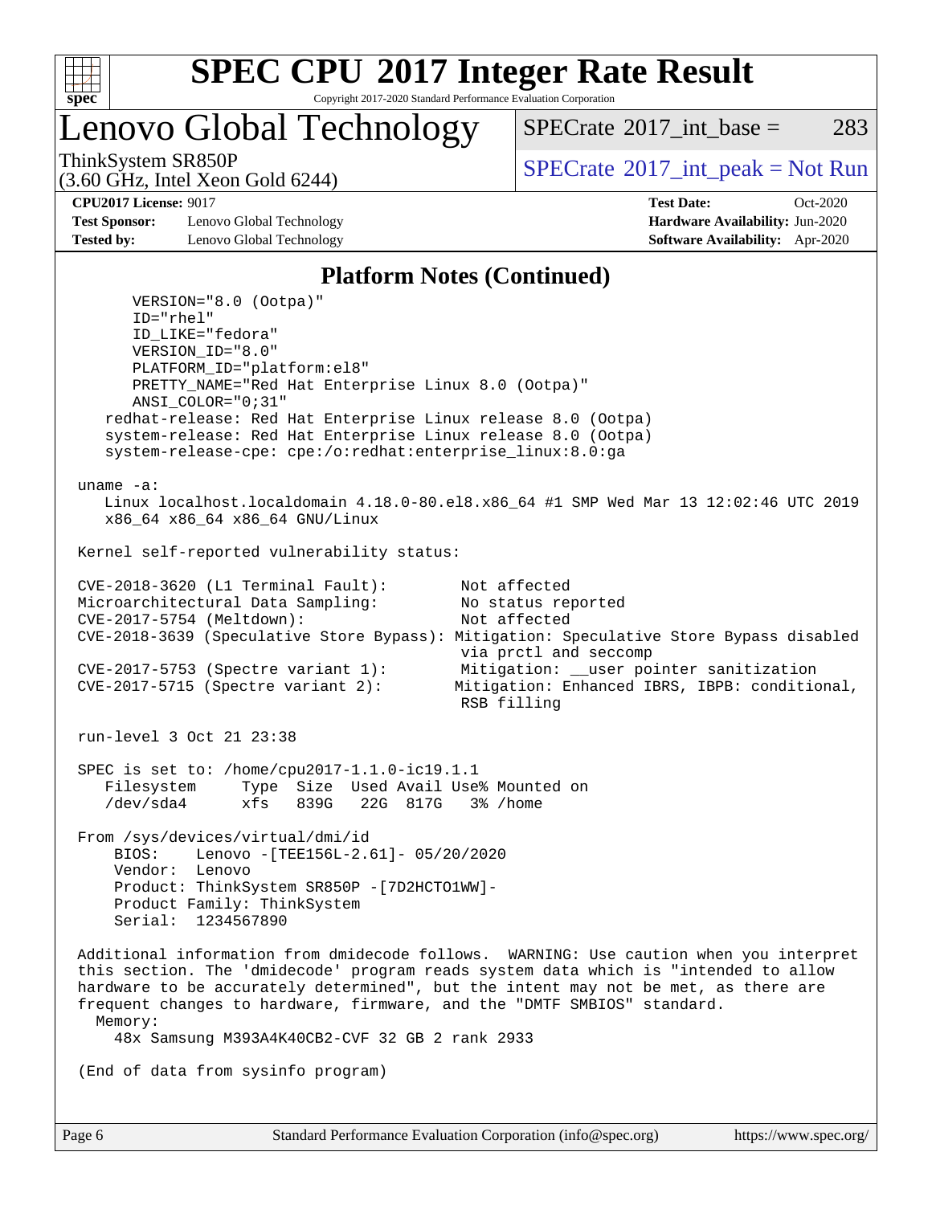## Platform Notes (Continued)

```
      VERSION="8.0 (Ootpa)"
      ID="rhel"
      ID_LIKE="fedora"
      VERSION_ID="8.0"
      PLATFORM_ID="platform:el8"
      PRETTY_NAME="Red Hat Enterprise Linux 8.0 (Ootpa)"
      ANSI_COLOR="0;31"
   redhat-release: Red Hat Enterprise Linux release 8.0 (Ootpa)
   system-release: Red Hat Enterprise Linux release 8.0 (Ootpa)
   system-release-cpe: cpe:/o:redhat:enterprise_linux:8.0:ga

uname -a:
   Linux localhost.localdomain 4.18.0-80.el8.x86_64 #1 SMP Wed Mar 13 12:02:46 UTC 2019
   x86_64 x86_64 x86_64 GNU/Linux

Kernel self-reported vulnerability status:

CVE-2018-3620 (L1 Terminal Fault):        Not affected
Microarchitectural Data Sampling:         No status reported
CVE-2017-5754 (Meltdown):                 Not affected
CVE-2018-3639 (Speculative Store Bypass): Mitigation: Speculative Store Bypass disabled
                                           via prctl and seccomp
CVE-2017-5753 (Spectre variant 1):        Mitigation: __user pointer sanitization
CVE-2017-5715 (Spectre variant 2):        Mitigation: Enhanced IBRS, IBPB: conditional,
                                           RSB filling

run-level 3 Oct 21 23:38

SPEC is set to: /home/cpu2017-1.1.0-ic19.1.1
   Filesystem     Type  Size  Used Avail Use% Mounted on
   /dev/sda4      xfs   839G   22G  817G   3% /home

From /sys/devices/virtual/dmi/id
    BIOS:    Lenovo -[TEE156L-2.61]- 05/20/2020
    Vendor:  Lenovo
    Product: ThinkSystem SR850P -[7D2HCTO1WW]-
    Product Family: ThinkSystem
    Serial:  1234567890

Additional information from dmidecode follows.  WARNING: Use caution when you interpret
this section. The 'dmidecode' program reads system data which is "intended to allow
hardware to be accurately determined", but the intent may not be met, as there are
frequent changes to hardware, firmware, and the "DMTF SMBIOS" standard.
  Memory:
    48x Samsung M393A4K40CB2-CVF 32 GB 2 rank 2933

(End of data from sysinfo program)
```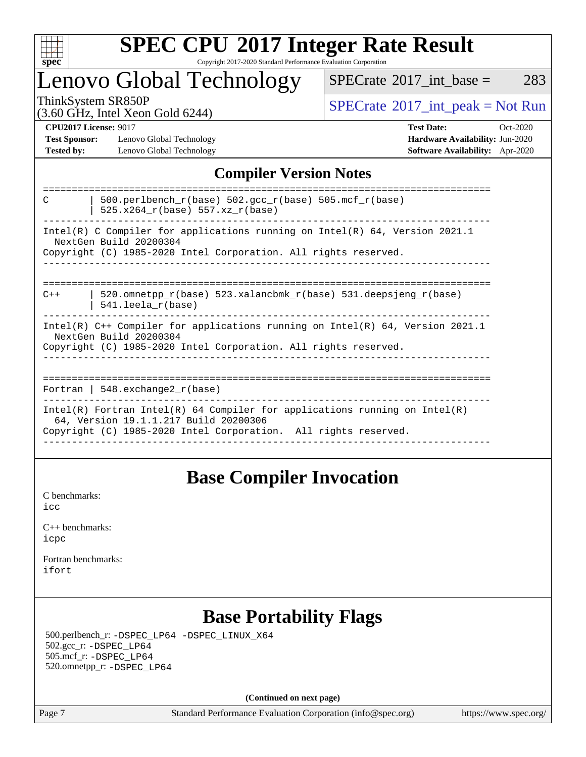# SPEC CPU 2017 Integer Rate Result

Copyright 2017-2020 Standard Performance Evaluation Corporation

## Lenovo Global Technology

ThinkSystem SR850P
(3.60 GHz, Intel Xeon Gold 6244)

SPECrate 2017_int_base = 283

SPECrate 2017_int_peak = Not Run

**CPU2017 License:** 9017
**Test Sponsor:** Lenovo Global Technology
**Tested by:** Lenovo Global Technology

**Test Date:** Oct-2020
**Hardware Availability:** Jun-2020
**Software Availability:** Apr-2020

## Compiler Version Notes

```
==============================================================================
C       | 500.perlbench_r(base) 502.gcc_r(base) 505.mcf_r(base)
        | 525.x264_r(base) 557.xz_r(base)
------------------------------------------------------------------------------
Intel(R) C Compiler for applications running on Intel(R) 64, Version 2021.1
  NextGen Build 20200304
Copyright (C) 1985-2020 Intel Corporation. All rights reserved.
------------------------------------------------------------------------------

==============================================================================
C++     | 520.omnetpp_r(base) 523.xalancbmk_r(base) 531.deepsjeng_r(base)
        | 541.leela_r(base)
------------------------------------------------------------------------------
Intel(R) C++ Compiler for applications running on Intel(R) 64, Version 2021.1
  NextGen Build 20200304
Copyright (C) 1985-2020 Intel Corporation. All rights reserved.
------------------------------------------------------------------------------

==============================================================================
Fortran | 548.exchange2_r(base)
------------------------------------------------------------------------------
Intel(R) Fortran Intel(R) 64 Compiler for applications running on Intel(R)
  64, Version 19.1.1.217 Build 20200306
Copyright (C) 1985-2020 Intel Corporation.  All rights reserved.
------------------------------------------------------------------------------
```

## Base Compiler Invocation

C benchmarks:
icc

C++ benchmarks:
icpc

Fortran benchmarks:
ifort

## Base Portability Flags

500.perlbench_r: -DSPEC_LP64 -DSPEC_LINUX_X64
502.gcc_r: -DSPEC_LP64
505.mcf_r: -DSPEC_LP64
520.omnetpp_r: -DSPEC_LP64

**(Continued on next page)**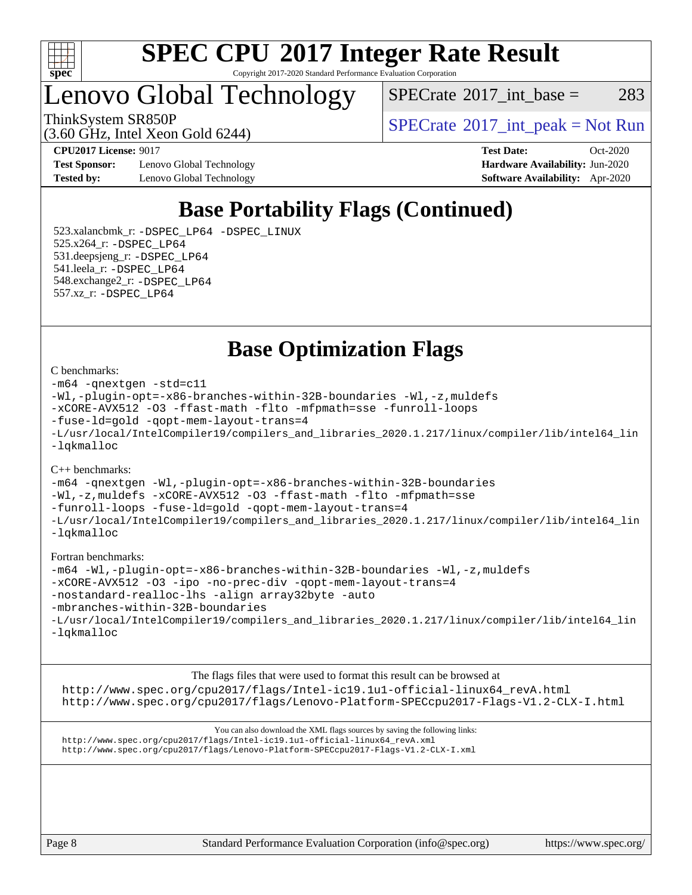# SPEC CPU 2017 Integer Rate Result

Copyright 2017-2020 Standard Performance Evaluation Corporation

## Lenovo Global Technology

ThinkSystem SR850P
(3.60 GHz, Intel Xeon Gold 6244)

SPECrate 2017_int_base = 283

SPECrate 2017_int_peak = Not Run

**CPU2017 License:** 9017
**Test Sponsor:** Lenovo Global Technology
**Tested by:** Lenovo Global Technology

**Test Date:** Oct-2020
**Hardware Availability:** Jun-2020
**Software Availability:** Apr-2020

## Base Portability Flags (Continued)

523.xalancbmk_r: -DSPEC_LP64 -DSPEC_LINUX
525.x264_r: -DSPEC_LP64
531.deepsjeng_r: -DSPEC_LP64
541.leela_r: -DSPEC_LP64
548.exchange2_r: -DSPEC_LP64
557.xz_r: -DSPEC_LP64

## Base Optimization Flags

C benchmarks:

```
-m64 -qnextgen -std=c11
-Wl,-plugin-opt=-x86-branches-within-32B-boundaries -Wl,-z,muldefs
-xCORE-AVX512 -O3 -ffast-math -flto -mfpmath=sse -funroll-loops
-fuse-ld=gold -qopt-mem-layout-trans=4
-L/usr/local/IntelCompiler19/compilers_and_libraries_2020.1.217/linux/compiler/lib/intel64_lin
-lqkmalloc
```

C++ benchmarks:

```
-m64 -qnextgen -Wl,-plugin-opt=-x86-branches-within-32B-boundaries
-Wl,-z,muldefs -xCORE-AVX512 -O3 -ffast-math -flto -mfpmath=sse
-funroll-loops -fuse-ld=gold -qopt-mem-layout-trans=4
-L/usr/local/IntelCompiler19/compilers_and_libraries_2020.1.217/linux/compiler/lib/intel64_lin
-lqkmalloc
```

Fortran benchmarks:

```
-m64 -Wl,-plugin-opt=-x86-branches-within-32B-boundaries -Wl,-z,muldefs
-xCORE-AVX512 -O3 -ipo -no-prec-div -qopt-mem-layout-trans=4
-nostandard-realloc-lhs -align array32byte -auto
-mbranches-within-32B-boundaries
-L/usr/local/IntelCompiler19/compilers_and_libraries_2020.1.217/linux/compiler/lib/intel64_lin
-lqkmalloc
```

The flags files that were used to format this result can be browsed at
http://www.spec.org/cpu2017/flags/Intel-ic19.1u1-official-linux64_revA.html
http://www.spec.org/cpu2017/flags/Lenovo-Platform-SPECcpu2017-Flags-V1.2-CLX-I.html

You can also download the XML flags sources by saving the following links:
http://www.spec.org/cpu2017/flags/Intel-ic19.1u1-official-linux64_revA.xml
http://www.spec.org/cpu2017/flags/Lenovo-Platform-SPECcpu2017-Flags-V1.2-CLX-I.xml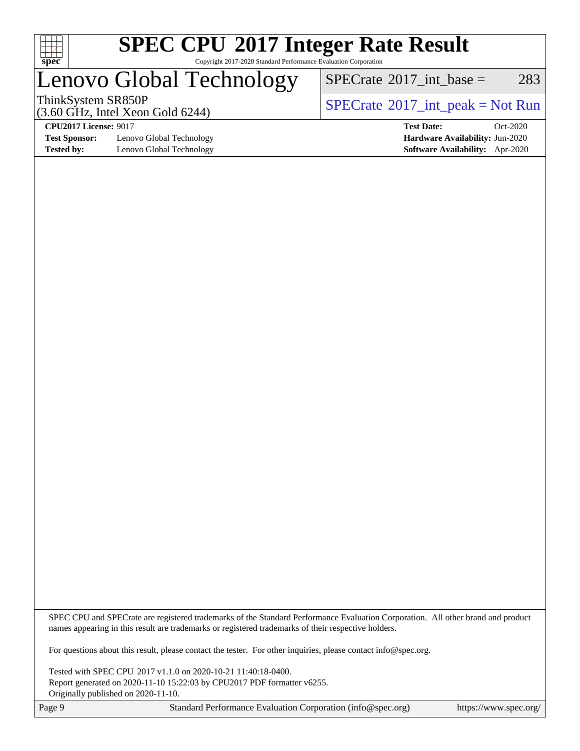SPEC CPU and SPECrate are registered trademarks of the Standard Performance Evaluation Corporation. All other brand and product names appearing in this result are trademarks or registered trademarks of their respective holders.

For questions about this result, please contact the tester. For other inquiries, please contact info@spec.org.

Tested with SPEC CPU 2017 v1.1.0 on 2020-10-21 11:40:18-0400.
Report generated on 2020-11-10 15:22:03 by CPU2017 PDF formatter v6255.
Originally published on 2020-11-10.